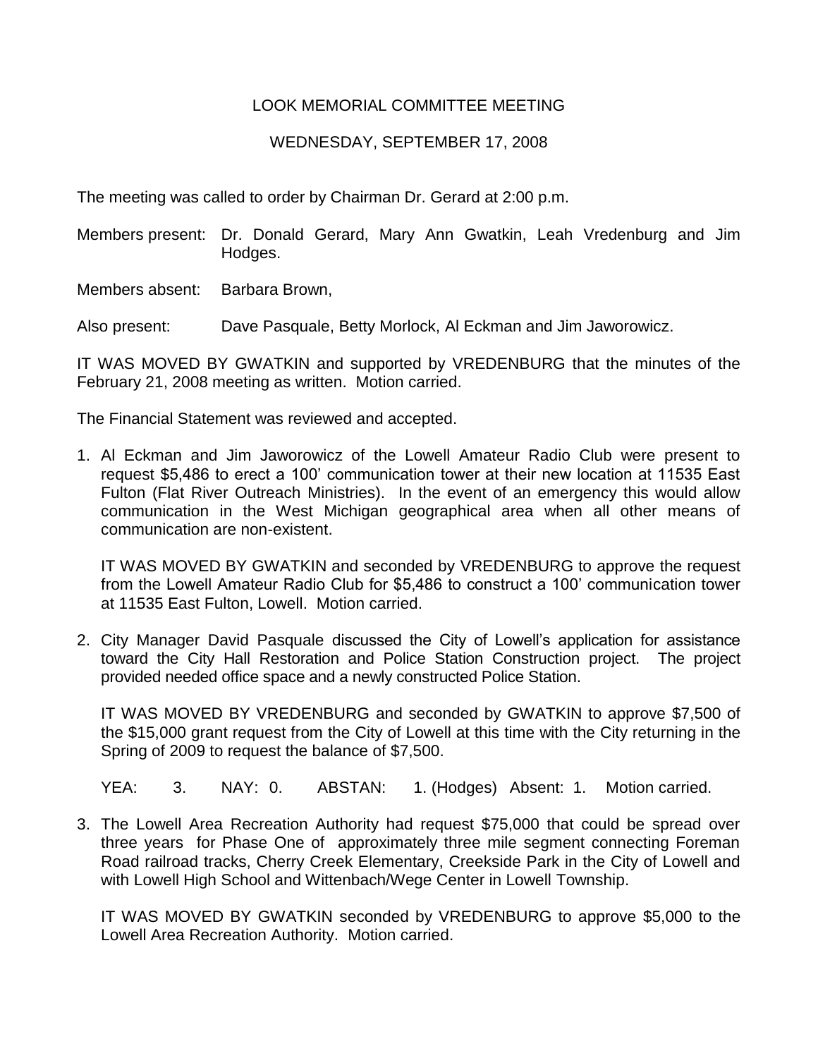# LOOK MEMORIAL COMMITTEE MEETING

## WEDNESDAY, SEPTEMBER 17, 2008

The meeting was called to order by Chairman Dr. Gerard at 2:00 p.m.

Members present: Dr. Donald Gerard, Mary Ann Gwatkin, Leah Vredenburg and Jim Hodges.

Members absent: Barbara Brown,

Also present: Dave Pasquale, Betty Morlock, Al Eckman and Jim Jaworowicz.

IT WAS MOVED BY GWATKIN and supported by VREDENBURG that the minutes of the February 21, 2008 meeting as written. Motion carried.

The Financial Statement was reviewed and accepted.

1. Al Eckman and Jim Jaworowicz of the Lowell Amateur Radio Club were present to request $5,486 to erect a 100' communication tower at their new location at 11535 East Fulton (Flat River Outreach Ministries). In the event of an emergency this would allow communication in the West Michigan geographical area when all other means of communication are non-existent.

   IT WAS MOVED BY GWATKIN and seconded by VREDENBURG to approve the request from the Lowell Amateur Radio Club for $5,486 to construct a 100' communication tower at 11535 East Fulton, Lowell. Motion carried.

2. City Manager David Pasquale discussed the City of Lowell's application for assistance toward the City Hall Restoration and Police Station Construction project. The project provided needed office space and a newly constructed Police Station.

   IT WAS MOVED BY VREDENBURG and seconded by GWATKIN to approve $7,500 of the $15,000 grant request from the City of Lowell at this time with the City returning in the Spring of 2009 to request the balance of $7,500.

   YEA: 3. NAY: 0. ABSTAN: 1. (Hodges) Absent: 1. Motion carried.

3. The Lowell Area Recreation Authority had request $75,000 that could be spread over three years for Phase One of approximately three mile segment connecting Foreman Road railroad tracks, Cherry Creek Elementary, Creekside Park in the City of Lowell and with Lowell High School and Wittenbach/Wege Center in Lowell Township.

   IT WAS MOVED BY GWATKIN seconded by VREDENBURG to approve $5,000 to the Lowell Area Recreation Authority. Motion carried.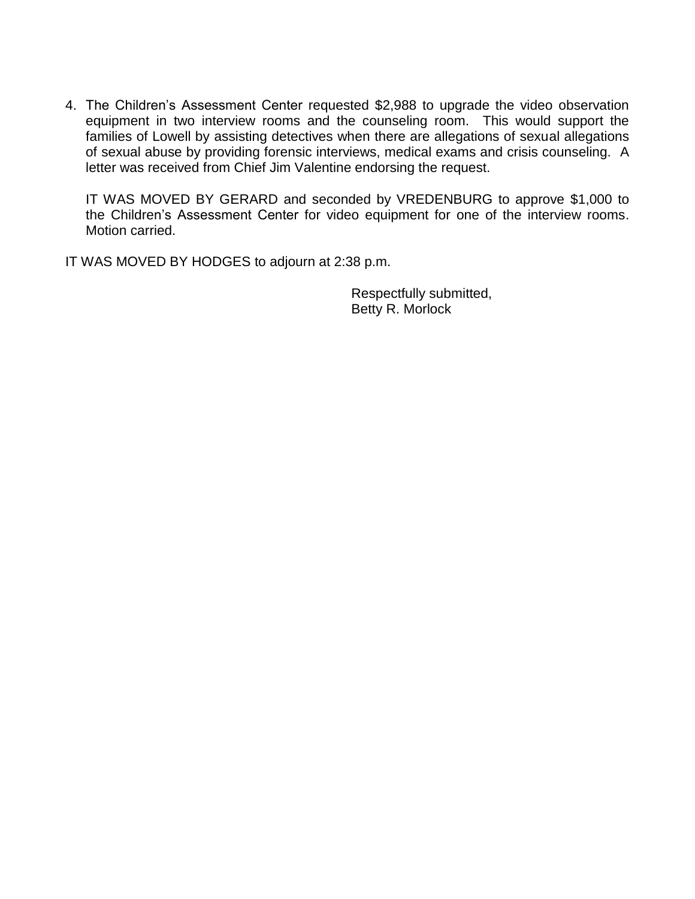4. The Children's Assessment Center requested $2,988 to upgrade the video observation equipment in two interview rooms and the counseling room. This would support the families of Lowell by assisting detectives when there are allegations of sexual allegations of sexual abuse by providing forensic interviews, medical exams and crisis counseling. A letter was received from Chief Jim Valentine endorsing the request.

   IT WAS MOVED BY GERARD and seconded by VREDENBURG to approve $1,000 to the Children's Assessment Center for video equipment for one of the interview rooms. Motion carried.

IT WAS MOVED BY HODGES to adjourn at 2:38 p.m.

Respectfully submitted,
Betty R. Morlock